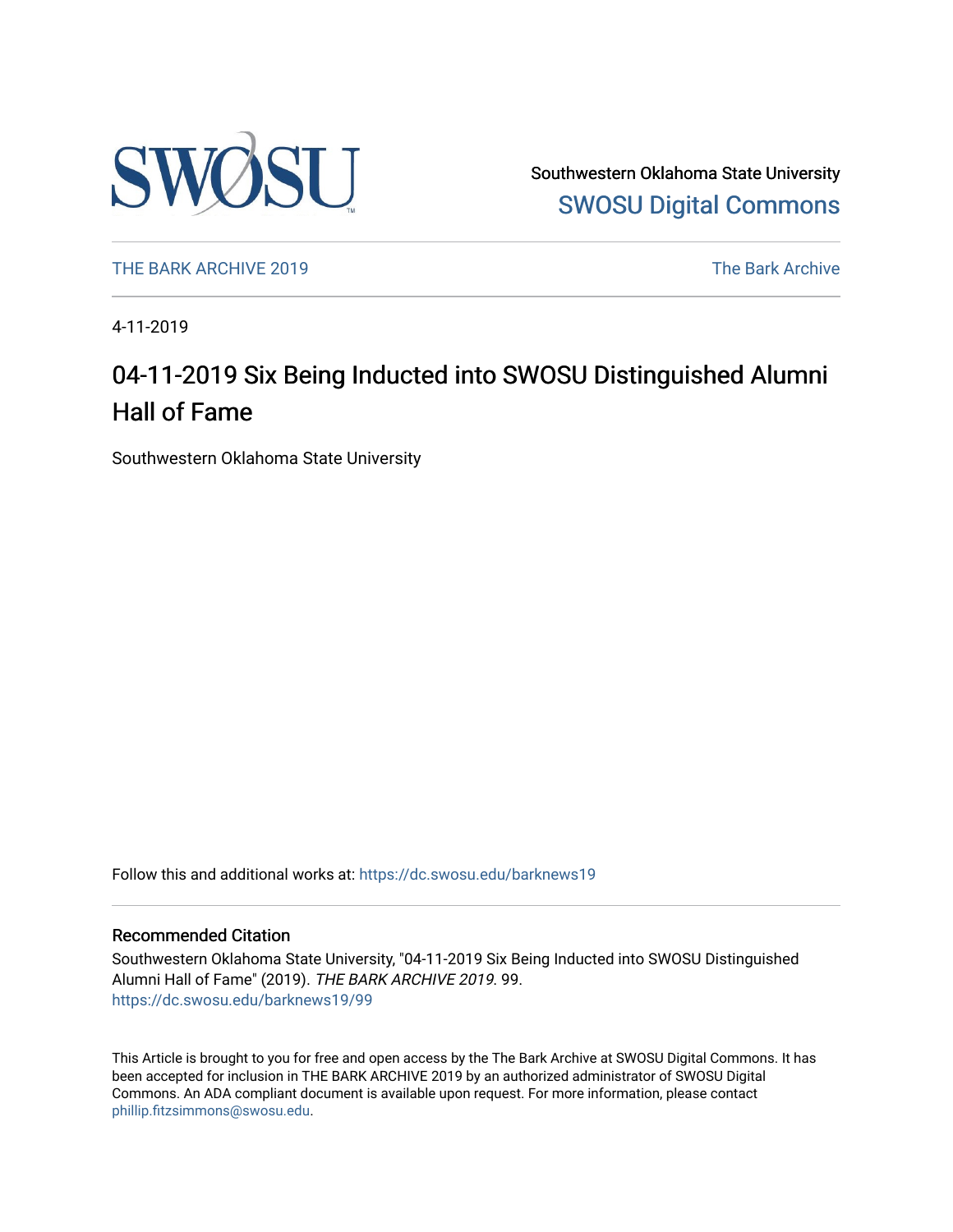Southwestern Oklahoma State University
SWOSU Digital Commons

THE BARK ARCHIVE 2019 | The Bark Archive

4-11-2019

# 04-11-2019 Six Being Inducted into SWOSU Distinguished Alumni Hall of Fame

Southwestern Oklahoma State University

Follow this and additional works at: https://dc.swosu.edu/barknews19

## Recommended Citation

Southwestern Oklahoma State University, "04-11-2019 Six Being Inducted into SWOSU Distinguished Alumni Hall of Fame" (2019). *THE BARK ARCHIVE 2019*. 99.
https://dc.swosu.edu/barknews19/99

This Article is brought to you for free and open access by the The Bark Archive at SWOSU Digital Commons. It has been accepted for inclusion in THE BARK ARCHIVE 2019 by an authorized administrator of SWOSU Digital Commons. An ADA compliant document is available upon request. For more information, please contact phillip.fitzsimmons@swosu.edu.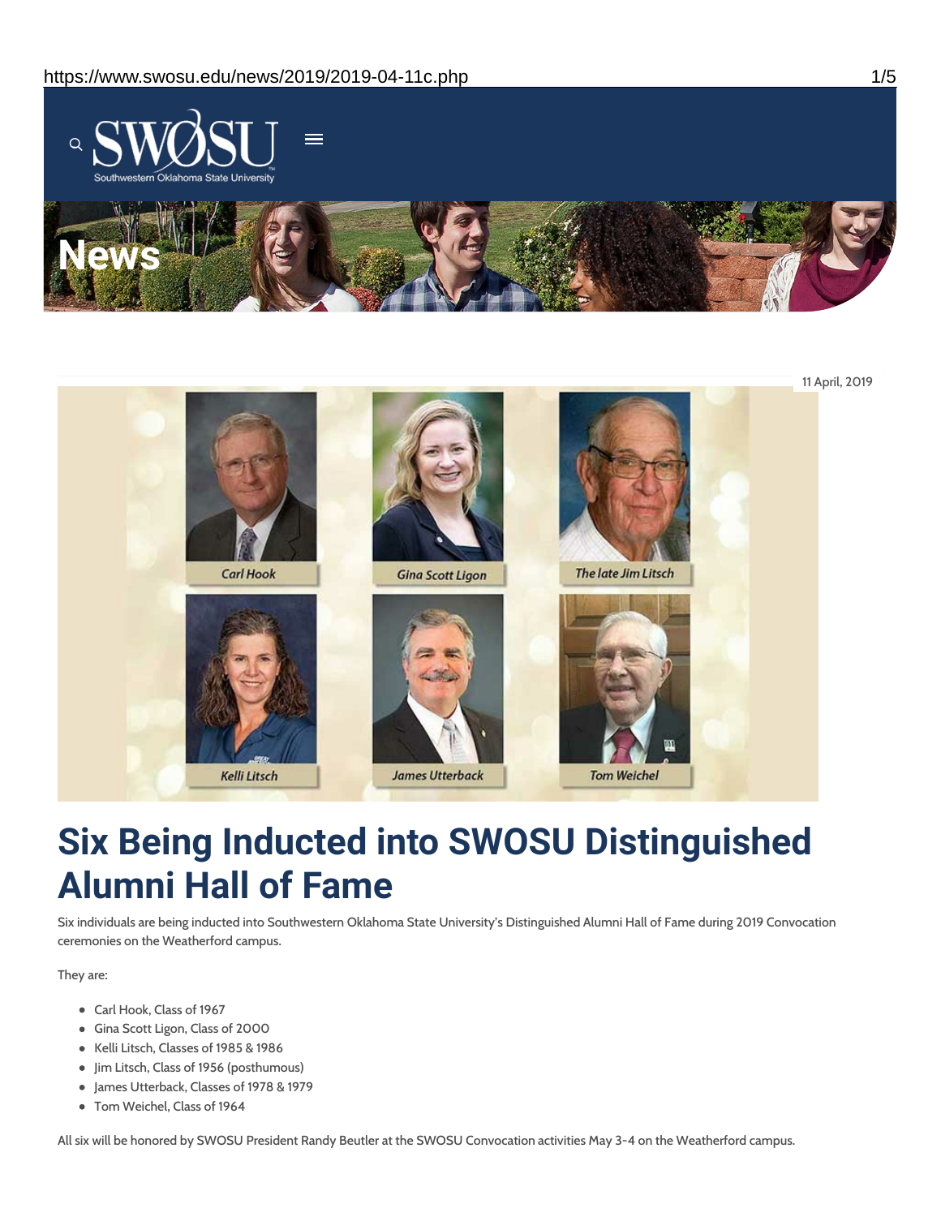11 April, 2019

# Six Being Inducted into SWOSU Distinguished Alumni Hall of Fame

Six individuals are being inducted into Southwestern Oklahoma State University's Distinguished Alumni Hall of Fame during 2019 Convocation ceremonies on the Weatherford campus.

They are:

- Carl Hook, Class of 1967
- Gina Scott Ligon, Class of 2000
- Kelli Litsch, Classes of 1985 & 1986
- Jim Litsch, Class of 1956 (posthumous)
- James Utterback, Classes of 1978 & 1979
- Tom Weichel, Class of 1964

All six will be honored by SWOSU President Randy Beutler at the SWOSU Convocation activities May 3-4 on the Weatherford campus.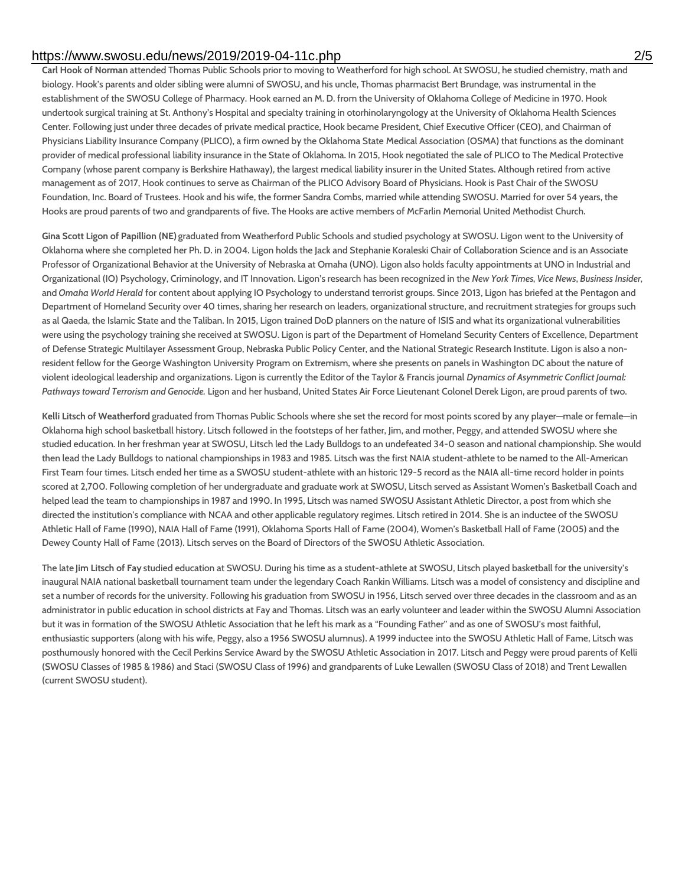**Carl Hook of Norman** attended Thomas Public Schools prior to moving to Weatherford for high school. At SWOSU, he studied chemistry, math and biology. Hook's parents and older sibling were alumni of SWOSU, and his uncle, Thomas pharmacist Bert Brundage, was instrumental in the establishment of the SWOSU College of Pharmacy. Hook earned an M. D. from the University of Oklahoma College of Medicine in 1970. Hook undertook surgical training at St. Anthony's Hospital and specialty training in otorhinolaryngology at the University of Oklahoma Health Sciences Center. Following just under three decades of private medical practice, Hook became President, Chief Executive Officer (CEO), and Chairman of Physicians Liability Insurance Company (PLICO), a firm owned by the Oklahoma State Medical Association (OSMA) that functions as the dominant provider of medical professional liability insurance in the State of Oklahoma. In 2015, Hook negotiated the sale of PLICO to The Medical Protective Company (whose parent company is Berkshire Hathaway), the largest medical liability insurer in the United States. Although retired from active management as of 2017, Hook continues to serve as Chairman of the PLICO Advisory Board of Physicians. Hook is Past Chair of the SWOSU Foundation, Inc. Board of Trustees. Hook and his wife, the former Sandra Combs, married while attending SWOSU. Married for over 54 years, the Hooks are proud parents of two and grandparents of five. The Hooks are active members of McFarlin Memorial United Methodist Church.

**Gina Scott Ligon of Papillion (NE)** graduated from Weatherford Public Schools and studied psychology at SWOSU. Ligon went to the University of Oklahoma where she completed her Ph. D. in 2004. Ligon holds the Jack and Stephanie Koraleski Chair of Collaboration Science and is an Associate Professor of Organizational Behavior at the University of Nebraska at Omaha (UNO). Ligon also holds faculty appointments at UNO in Industrial and Organizational (IO) Psychology, Criminology, and IT Innovation. Ligon's research has been recognized in the *New York Times*, *Vice News*, *Business Insider*, and *Omaha World Herald* for content about applying IO Psychology to understand terrorist groups. Since 2013, Ligon has briefed at the Pentagon and Department of Homeland Security over 40 times, sharing her research on leaders, organizational structure, and recruitment strategies for groups such as al Qaeda, the Islamic State and the Taliban. In 2015, Ligon trained DoD planners on the nature of ISIS and what its organizational vulnerabilities were using the psychology training she received at SWOSU. Ligon is part of the Department of Homeland Security Centers of Excellence, Department of Defense Strategic Multilayer Assessment Group, Nebraska Public Policy Center, and the National Strategic Research Institute. Ligon is also a non-resident fellow for the George Washington University Program on Extremism, where she presents on panels in Washington DC about the nature of violent ideological leadership and organizations. Ligon is currently the Editor of the Taylor & Francis journal *Dynamics of Asymmetric Conflict Journal: Pathways toward Terrorism and Genocide.* Ligon and her husband, United States Air Force Lieutenant Colonel Derek Ligon, are proud parents of two.

**Kelli Litsch of Weatherford** graduated from Thomas Public Schools where she set the record for most points scored by any player—male or female—in Oklahoma high school basketball history. Litsch followed in the footsteps of her father, Jim, and mother, Peggy, and attended SWOSU where she studied education. In her freshman year at SWOSU, Litsch led the Lady Bulldogs to an undefeated 34-0 season and national championship. She would then lead the Lady Bulldogs to national championships in 1983 and 1985. Litsch was the first NAIA student-athlete to be named to the All-American First Team four times. Litsch ended her time as a SWOSU student-athlete with an historic 129-5 record as the NAIA all-time record holder in points scored at 2,700. Following completion of her undergraduate and graduate work at SWOSU, Litsch served as Assistant Women's Basketball Coach and helped lead the team to championships in 1987 and 1990. In 1995, Litsch was named SWOSU Assistant Athletic Director, a post from which she directed the institution's compliance with NCAA and other applicable regulatory regimes. Litsch retired in 2014. She is an inductee of the SWOSU Athletic Hall of Fame (1990), NAIA Hall of Fame (1991), Oklahoma Sports Hall of Fame (2004), Women's Basketball Hall of Fame (2005) and the Dewey County Hall of Fame (2013). Litsch serves on the Board of Directors of the SWOSU Athletic Association.

The late **Jim Litsch of Fay** studied education at SWOSU. During his time as a student-athlete at SWOSU, Litsch played basketball for the university's inaugural NAIA national basketball tournament team under the legendary Coach Rankin Williams. Litsch was a model of consistency and discipline and set a number of records for the university. Following his graduation from SWOSU in 1956, Litsch served over three decades in the classroom and as an administrator in public education in school districts at Fay and Thomas. Litsch was an early volunteer and leader within the SWOSU Alumni Association but it was in formation of the SWOSU Athletic Association that he left his mark as a "Founding Father" and as one of SWOSU's most faithful, enthusiastic supporters (along with his wife, Peggy, also a 1956 SWOSU alumnus). A 1999 inductee into the SWOSU Athletic Hall of Fame, Litsch was posthumously honored with the Cecil Perkins Service Award by the SWOSU Athletic Association in 2017. Litsch and Peggy were proud parents of Kelli (SWOSU Classes of 1985 & 1986) and Staci (SWOSU Class of 1996) and grandparents of Luke Lewallen (SWOSU Class of 2018) and Trent Lewallen (current SWOSU student).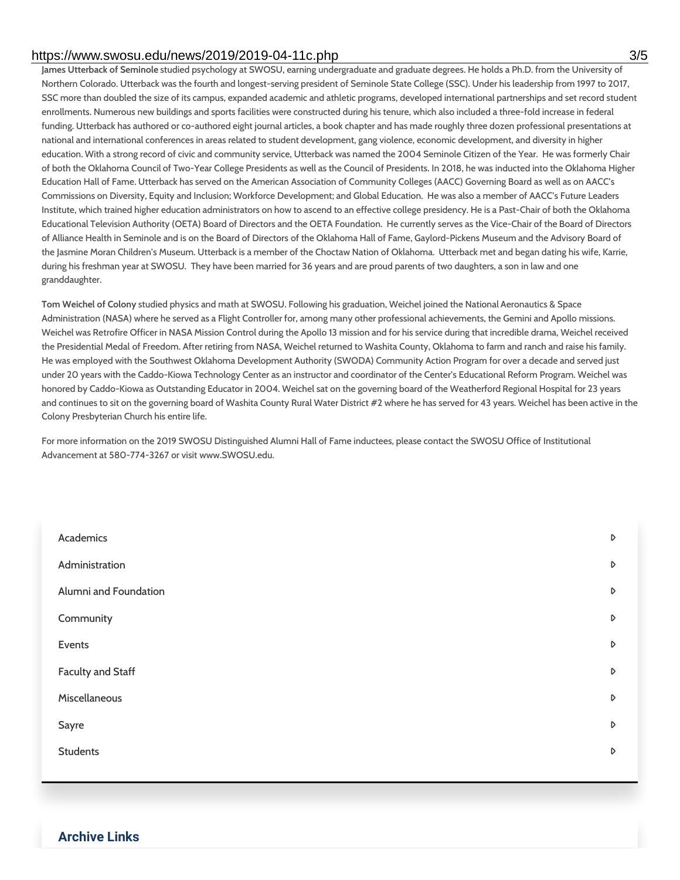**James Utterback of Seminole** studied psychology at SWOSU, earning undergraduate and graduate degrees. He holds a Ph.D. from the University of Northern Colorado. Utterback was the fourth and longest-serving president of Seminole State College (SSC). Under his leadership from 1997 to 2017, SSC more than doubled the size of its campus, expanded academic and athletic programs, developed international partnerships and set record student enrollments. Numerous new buildings and sports facilities were constructed during his tenure, which also included a three-fold increase in federal funding. Utterback has authored or co-authored eight journal articles, a book chapter and has made roughly three dozen professional presentations at national and international conferences in areas related to student development, gang violence, economic development, and diversity in higher education. With a strong record of civic and community service, Utterback was named the 2004 Seminole Citizen of the Year. He was formerly Chair of both the Oklahoma Council of Two-Year College Presidents as well as the Council of Presidents. In 2018, he was inducted into the Oklahoma Higher Education Hall of Fame. Utterback has served on the American Association of Community Colleges (AACC) Governing Board as well as on AACC's Commissions on Diversity, Equity and Inclusion; Workforce Development; and Global Education. He was also a member of AACC's Future Leaders Institute, which trained higher education administrators on how to ascend to an effective college presidency. He is a Past-Chair of both the Oklahoma Educational Television Authority (OETA) Board of Directors and the OETA Foundation. He currently serves as the Vice-Chair of the Board of Directors of Alliance Health in Seminole and is on the Board of Directors of the Oklahoma Hall of Fame, Gaylord-Pickens Museum and the Advisory Board of the Jasmine Moran Children's Museum. Utterback is a member of the Choctaw Nation of Oklahoma. Utterback met and began dating his wife, Karrie, during his freshman year at SWOSU. They have been married for 36 years and are proud parents of two daughters, a son in law and one granddaughter.

**Tom Weichel of Colony** studied physics and math at SWOSU. Following his graduation, Weichel joined the National Aeronautics & Space Administration (NASA) where he served as a Flight Controller for, among many other professional achievements, the Gemini and Apollo missions. Weichel was Retrofire Officer in NASA Mission Control during the Apollo 13 mission and for his service during that incredible drama, Weichel received the Presidential Medal of Freedom. After retiring from NASA, Weichel returned to Washita County, Oklahoma to farm and ranch and raise his family. He was employed with the Southwest Oklahoma Development Authority (SWODA) Community Action Program for over a decade and served just under 20 years with the Caddo-Kiowa Technology Center as an instructor and coordinator of the Center's Educational Reform Program. Weichel was honored by Caddo-Kiowa as Outstanding Educator in 2004. Weichel sat on the governing board of the Weatherford Regional Hospital for 23 years and continues to sit on the governing board of Washita County Rural Water District #2 where he has served for 43 years. Weichel has been active in the Colony Presbyterian Church his entire life.

For more information on the 2019 SWOSU Distinguished Alumni Hall of Fame inductees, please contact the SWOSU Office of Institutional Advancement at 580-774-3267 or visit www.SWOSU.edu.

- Academics
- Administration
- Alumni and Foundation
- Community
- Events
- Faculty and Staff
- Miscellaneous
- Sayre
- Students

## Archive Links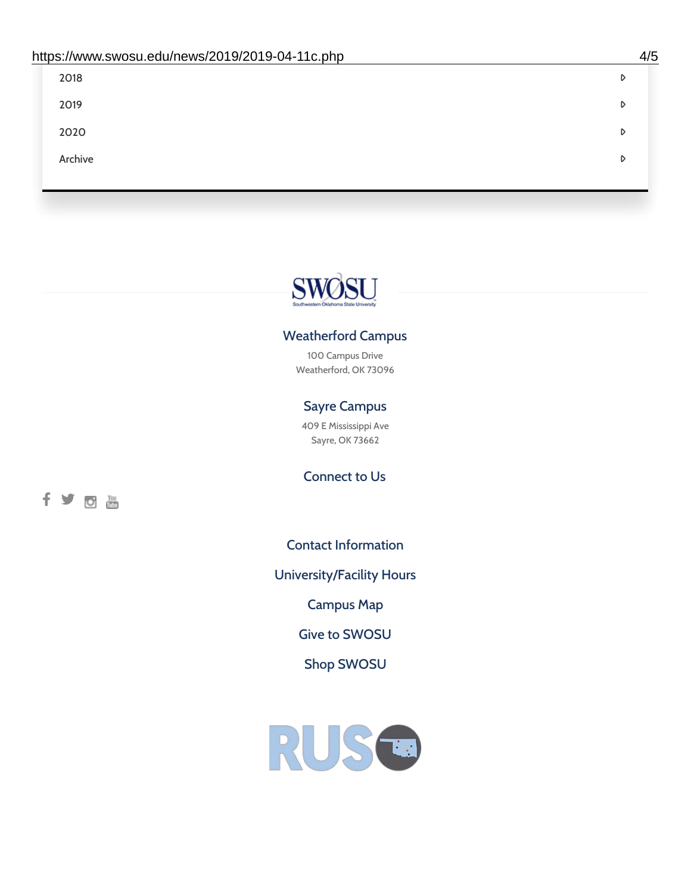- 2018
- 2019
- 2020
- Archive

### Weatherford Campus

100 Campus Drive
Weatherford, OK 73096

### Sayre Campus

409 E Mississippi Ave
Sayre, OK 73662

### Connect to Us

Contact Information

University/Facility Hours

Campus Map

Give to SWOSU

Shop SWOSU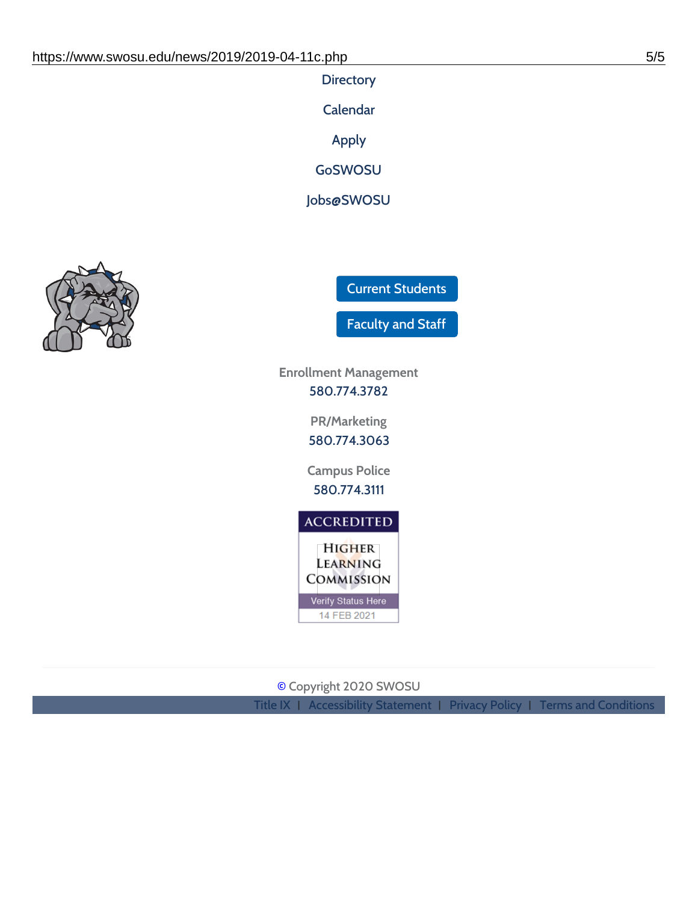Directory

Calendar

Apply

GoSWOSU

Jobs@SWOSU

Current Students

Faculty and Staff

Enrollment Management
580.774.3782

PR/Marketing
580.774.3063

Campus Police
580.774.3111

ACCREDITED

HIGHER LEARNING COMMISSION

Verify Status Here

14 FEB 2021

© Copyright 2020 SWOSU

Title IX | Accessibility Statement | Privacy Policy | Terms and Conditions